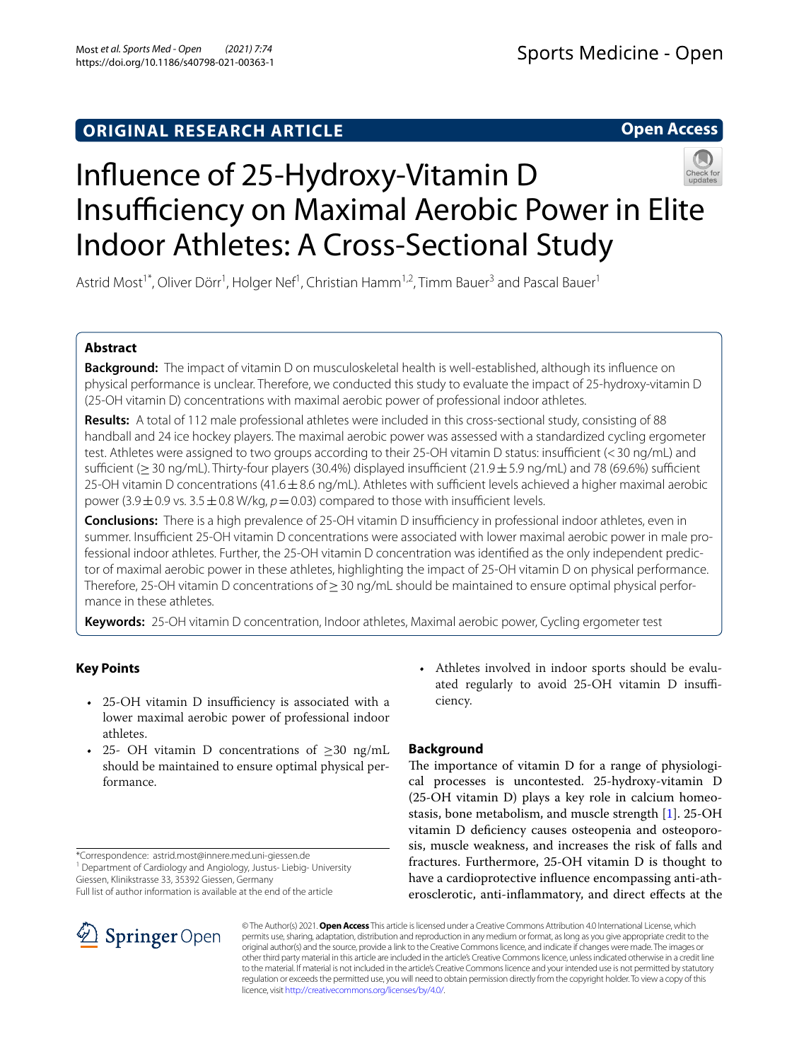ORIGINAL RESEARCH ARTICLE

Open Access

# Influence of 25-Hydroxy-Vitamin D Insufficiency on Maximal Aerobic Power in Elite Indoor Athletes: A Cross-Sectional Study

Astrid Most[1*], Oliver Dörr[1], Holger Nef[1], Christian Hamm[1,2], Timm Bauer[3] and Pascal Bauer[1]

## Abstract

**Background:** The impact of vitamin D on musculoskeletal health is well-established, although its influence on physical performance is unclear. Therefore, we conducted this study to evaluate the impact of 25-hydroxy-vitamin D (25-OH vitamin D) concentrations with maximal aerobic power of professional indoor athletes.

**Results:** A total of 112 male professional athletes were included in this cross-sectional study, consisting of 88 handball and 24 ice hockey players. The maximal aerobic power was assessed with a standardized cycling ergometer test. Athletes were assigned to two groups according to their 25-OH vitamin D status: insufficient (< 30 ng/mL) and sufficient (≥ 30 ng/mL). Thirty-four players (30.4%) displayed insufficient (21.9 ± 5.9 ng/mL) and 78 (69.6%) sufficient 25-OH vitamin D concentrations (41.6 ± 8.6 ng/mL). Athletes with sufficient levels achieved a higher maximal aerobic power (3.9 ± 0.9 vs. 3.5 ± 0.8 W/kg, $p = 0.03$) compared to those with insufficient levels.

**Conclusions:** There is a high prevalence of 25-OH vitamin D insufficiency in professional indoor athletes, even in summer. Insufficient 25-OH vitamin D concentrations were associated with lower maximal aerobic power in male professional indoor athletes. Further, the 25-OH vitamin D concentration was identified as the only independent predictor of maximal aerobic power in these athletes, highlighting the impact of 25-OH vitamin D on physical performance. Therefore, 25-OH vitamin D concentrations of ≥ 30 ng/mL should be maintained to ensure optimal physical performance in these athletes.

**Keywords:** 25-OH vitamin D concentration, Indoor athletes, Maximal aerobic power, Cycling ergometer test

## Key Points

- 25-OH vitamin D insufficiency is associated with a lower maximal aerobic power of professional indoor athletes.
- 25- OH vitamin D concentrations of ≥30 ng/mL should be maintained to ensure optimal physical performance.
- Athletes involved in indoor sports should be evaluated regularly to avoid 25-OH vitamin D insufficiency.

*Correspondence: astrid.most@innere.med.uni-giessen.de
[1] Department of Cardiology and Angiology, Justus- Liebig- University Giessen, Klinikstrasse 33, 35392 Giessen, Germany
Full list of author information is available at the end of the article

## Background

The importance of vitamin D for a range of physiological processes is uncontested. 25-hydroxy-vitamin D (25-OH vitamin D) plays a key role in calcium homeostasis, bone metabolism, and muscle strength [1]. 25-OH vitamin D deficiency causes osteopenia and osteoporosis, muscle weakness, and increases the risk of falls and fractures. Furthermore, 25-OH vitamin D is thought to have a cardioprotective influence encompassing anti-atherosclerotic, anti-inflammatory, and direct effects at the

© The Author(s) 2021. **Open Access** This article is licensed under a Creative Commons Attribution 4.0 International License, which permits use, sharing, adaptation, distribution and reproduction in any medium or format, as long as you give appropriate credit to the original author(s) and the source, provide a link to the Creative Commons licence, and indicate if changes were made. The images or other third party material in this article are included in the article's Creative Commons licence, unless indicated otherwise in a credit line to the material. If material is not included in the article's Creative Commons licence and your intended use is not permitted by statutory regulation or exceeds the permitted use, you will need to obtain permission directly from the copyright holder. To view a copy of this licence, visit http://creativecommons.org/licenses/by/4.0/.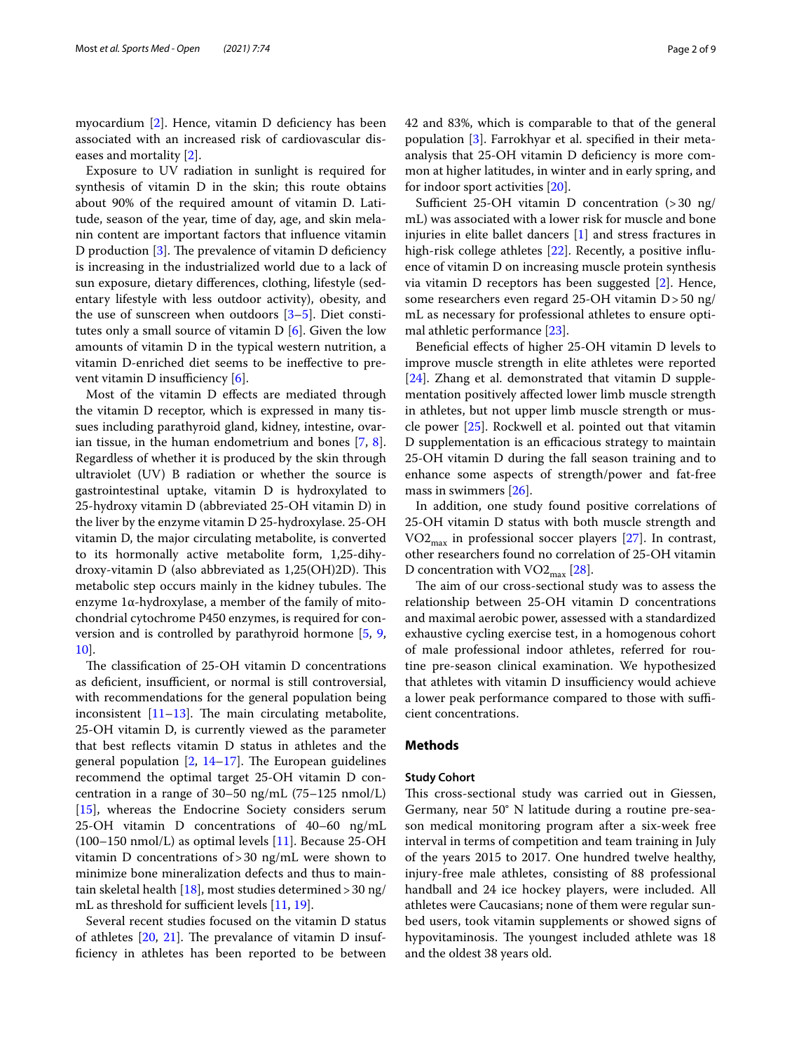myocardium [2]. Hence, vitamin D deficiency has been associated with an increased risk of cardiovascular diseases and mortality [2].

Exposure to UV radiation in sunlight is required for synthesis of vitamin D in the skin; this route obtains about 90% of the required amount of vitamin D. Latitude, season of the year, time of day, age, and skin melanin content are important factors that influence vitamin D production [3]. The prevalence of vitamin D deficiency is increasing in the industrialized world due to a lack of sun exposure, dietary differences, clothing, lifestyle (sedentary lifestyle with less outdoor activity), obesity, and the use of sunscreen when outdoors [3–5]. Diet constitutes only a small source of vitamin D [6]. Given the low amounts of vitamin D in the typical western nutrition, a vitamin D-enriched diet seems to be ineffective to prevent vitamin D insufficiency [6].

Most of the vitamin D effects are mediated through the vitamin D receptor, which is expressed in many tissues including parathyroid gland, kidney, intestine, ovarian tissue, in the human endometrium and bones [7, 8]. Regardless of whether it is produced by the skin through ultraviolet (UV) B radiation or whether the source is gastrointestinal uptake, vitamin D is hydroxylated to 25-hydroxy vitamin D (abbreviated 25-OH vitamin D) in the liver by the enzyme vitamin D 25-hydroxylase. 25-OH vitamin D, the major circulating metabolite, is converted to its hormonally active metabolite form, 1,25-dihydroxy-vitamin D (also abbreviated as 1,25(OH)2D). This metabolic step occurs mainly in the kidney tubules. The enzyme 1α-hydroxylase, a member of the family of mitochondrial cytochrome P450 enzymes, is required for conversion and is controlled by parathyroid hormone [5, 9, 10].

The classification of 25-OH vitamin D concentrations as deficient, insufficient, or normal is still controversial, with recommendations for the general population being inconsistent [11–13]. The main circulating metabolite, 25-OH vitamin D, is currently viewed as the parameter that best reflects vitamin D status in athletes and the general population [2, 14–17]. The European guidelines recommend the optimal target 25-OH vitamin D concentration in a range of 30–50 ng/mL (75–125 nmol/L) [15], whereas the Endocrine Society considers serum 25-OH vitamin D concentrations of 40–60 ng/mL (100–150 nmol/L) as optimal levels [11]. Because 25-OH vitamin D concentrations of > 30 ng/mL were shown to minimize bone mineralization defects and thus to maintain skeletal health [18], most studies determined > 30 ng/mL as threshold for sufficient levels [11, 19].

Several recent studies focused on the vitamin D status of athletes [20, 21]. The prevalance of vitamin D insufficiency in athletes has been reported to be between 42 and 83%, which is comparable to that of the general population [3]. Farrokhyar et al. specified in their meta-analysis that 25-OH vitamin D deficiency is more common at higher latitudes, in winter and in early spring, and for indoor sport activities [20].

Sufficient 25-OH vitamin D concentration (> 30 ng/mL) was associated with a lower risk for muscle and bone injuries in elite ballet dancers [1] and stress fractures in high-risk college athletes [22]. Recently, a positive influence of vitamin D on increasing muscle protein synthesis via vitamin D receptors has been suggested [2]. Hence, some researchers even regard 25-OH vitamin D > 50 ng/mL as necessary for professional athletes to ensure optimal athletic performance [23].

Beneficial effects of higher 25-OH vitamin D levels to improve muscle strength in elite athletes were reported [24]. Zhang et al. demonstrated that vitamin D supplementation positively affected lower limb muscle strength in athletes, but not upper limb muscle strength or muscle power [25]. Rockwell et al. pointed out that vitamin D supplementation is an efficacious strategy to maintain 25-OH vitamin D during the fall season training and to enhance some aspects of strength/power and fat-free mass in swimmers [26].

In addition, one study found positive correlations of 25-OH vitamin D status with both muscle strength and $VO2_{max}$ in professional soccer players [27]. In contrast, other researchers found no correlation of 25-OH vitamin D concentration with $VO2_{max}$ [28].

The aim of our cross-sectional study was to assess the relationship between 25-OH vitamin D concentrations and maximal aerobic power, assessed with a standardized exhaustive cycling exercise test, in a homogenous cohort of male professional indoor athletes, referred for routine pre-season clinical examination. We hypothesized that athletes with vitamin D insufficiency would achieve a lower peak performance compared to those with sufficient concentrations.

## Methods

### Study Cohort

This cross-sectional study was carried out in Giessen, Germany, near 50° N latitude during a routine pre-season medical monitoring program after a six-week free interval in terms of competition and team training in July of the years 2015 to 2017. One hundred twelve healthy, injury-free male athletes, consisting of 88 professional handball and 24 ice hockey players, were included. All athletes were Caucasians; none of them were regular sunbed users, took vitamin supplements or showed signs of hypovitaminosis. The youngest included athlete was 18 and the oldest 38 years old.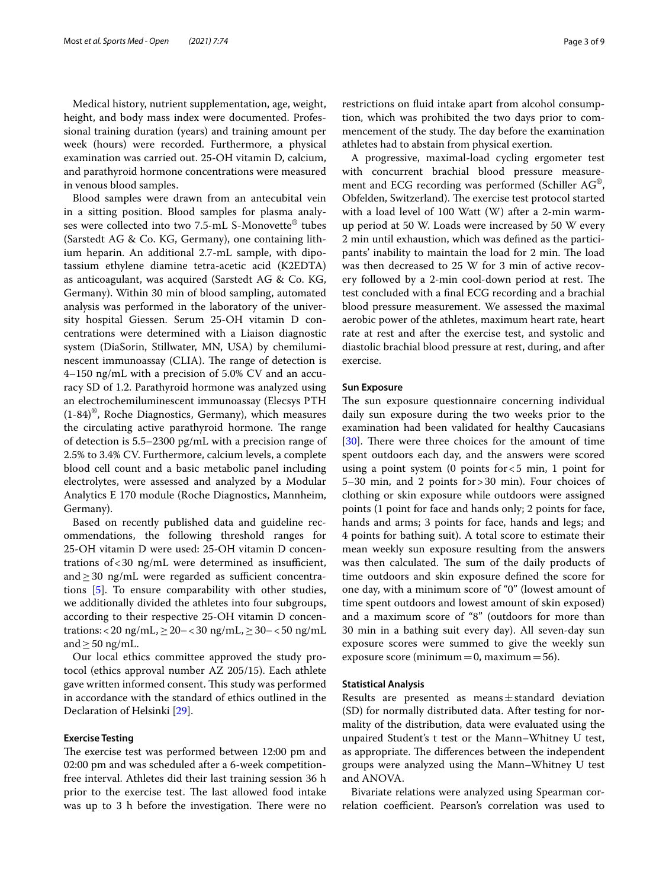Medical history, nutrient supplementation, age, weight, height, and body mass index were documented. Professional training duration (years) and training amount per week (hours) were recorded. Furthermore, a physical examination was carried out. 25-OH vitamin D, calcium, and parathyroid hormone concentrations were measured in venous blood samples.

Blood samples were drawn from an antecubital vein in a sitting position. Blood samples for plasma analyses were collected into two 7.5-mL S-Monovette® tubes (Sarstedt AG & Co. KG, Germany), one containing lithium heparin. An additional 2.7-mL sample, with dipotassium ethylene diamine tetra-acetic acid (K2EDTA) as anticoagulant, was acquired (Sarstedt AG & Co. KG, Germany). Within 30 min of blood sampling, automated analysis was performed in the laboratory of the university hospital Giessen. Serum 25-OH vitamin D concentrations were determined with a Liaison diagnostic system (DiaSorin, Stillwater, MN, USA) by chemiluminescent immunoassay (CLIA). The range of detection is 4–150 ng/mL with a precision of 5.0% CV and an accuracy SD of 1.2. Parathyroid hormone was analyzed using an electrochemiluminescent immunoassay (Elecsys PTH (1-84)®, Roche Diagnostics, Germany), which measures the circulating active parathyroid hormone. The range of detection is 5.5–2300 pg/mL with a precision range of 2.5% to 3.4% CV. Furthermore, calcium levels, a complete blood cell count and a basic metabolic panel including electrolytes, were assessed and analyzed by a Modular Analytics E 170 module (Roche Diagnostics, Mannheim, Germany).

Based on recently published data and guideline recommendations, the following threshold ranges for 25-OH vitamin D were used: 25-OH vitamin D concentrations of < 30 ng/mL were determined as insufficient, and ≥ 30 ng/mL were regarded as sufficient concentrations [5]. To ensure comparability with other studies, we additionally divided the athletes into four subgroups, according to their respective 25-OH vitamin D concentrations: < 20 ng/mL, ≥ 20– < 30 ng/mL, ≥ 30– < 50 ng/mL and ≥ 50 ng/mL.

Our local ethics committee approved the study protocol (ethics approval number AZ 205/15). Each athlete gave written informed consent. This study was performed in accordance with the standard of ethics outlined in the Declaration of Helsinki [29].

### Exercise Testing

The exercise test was performed between 12:00 pm and 02:00 pm and was scheduled after a 6-week competition-free interval. Athletes did their last training session 36 h prior to the exercise test. The last allowed food intake was up to 3 h before the investigation. There were no restrictions on fluid intake apart from alcohol consumption, which was prohibited the two days prior to commencement of the study. The day before the examination athletes had to abstain from physical exertion.

A progressive, maximal-load cycling ergometer test with concurrent brachial blood pressure measurement and ECG recording was performed (Schiller AG®, Obfelden, Switzerland). The exercise test protocol started with a load level of 100 Watt (W) after a 2-min warm-up period at 50 W. Loads were increased by 50 W every 2 min until exhaustion, which was defined as the participants' inability to maintain the load for 2 min. The load was then decreased to 25 W for 3 min of active recovery followed by a 2-min cool-down period at rest. The test concluded with a final ECG recording and a brachial blood pressure measurement. We assessed the maximal aerobic power of the athletes, maximum heart rate, heart rate at rest and after the exercise test, and systolic and diastolic brachial blood pressure at rest, during, and after exercise.

### Sun Exposure

The sun exposure questionnaire concerning individual daily sun exposure during the two weeks prior to the examination had been validated for healthy Caucasians [30]. There were three choices for the amount of time spent outdoors each day, and the answers were scored using a point system (0 points for < 5 min, 1 point for 5–30 min, and 2 points for > 30 min). Four choices of clothing or skin exposure while outdoors were assigned points (1 point for face and hands only; 2 points for face, hands and arms; 3 points for face, hands and legs; and 4 points for bathing suit). A total score to estimate their mean weekly sun exposure resulting from the answers was then calculated. The sum of the daily products of time outdoors and skin exposure defined the score for one day, with a minimum score of "0" (lowest amount of time spent outdoors and lowest amount of skin exposed) and a maximum score of "8" (outdoors for more than 30 min in a bathing suit every day). All seven-day sun exposure scores were summed to give the weekly sun exposure score (minimum = 0, maximum = 56).

### Statistical Analysis

Results are presented as means ± standard deviation (SD) for normally distributed data. After testing for normality of the distribution, data were evaluated using the unpaired Student's t test or the Mann–Whitney U test, as appropriate. The differences between the independent groups were analyzed using the Mann–Whitney U test and ANOVA.

Bivariate relations were analyzed using Spearman correlation coefficient. Pearson's correlation was used to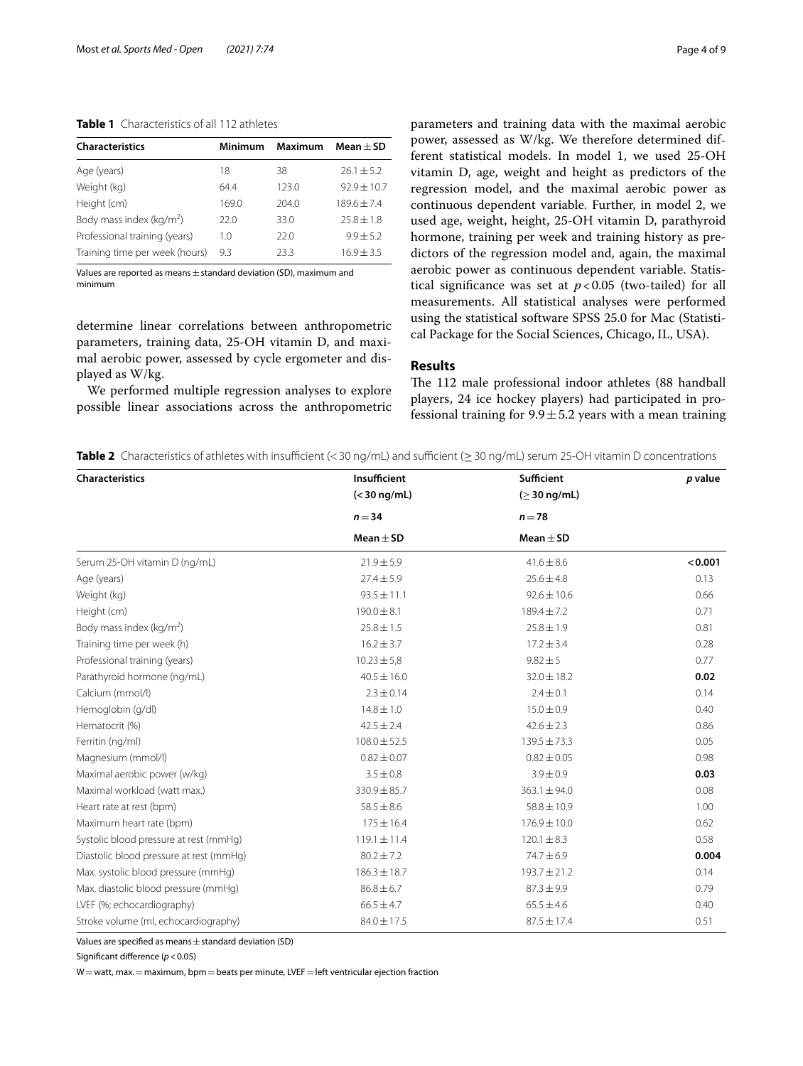**Table 1** Characteristics of all 112 athletes

| Characteristics | Minimum | Maximum | Mean ± SD |
|---|---|---|---|
| Age (years) | 18 | 38 | 26.1 ± 5.2 |
| Weight (kg) | 64.4 | 123.0 | 92.9 ± 10.7 |
| Height (cm) | 169.0 | 204.0 | 189.6 ± 7.4 |
| Body mass index (kg/m$^2$) | 22.0 | 33.0 | 25.8 ± 1.8 |
| Professional training (years) | 1.0 | 22.0 | 9.9 ± 5.2 |
| Training time per week (hours) | 9.3 | 23.3 | 16.9 ± 3.5 |

Values are reported as means ± standard deviation (SD), maximum and minimum

determine linear correlations between anthropometric parameters, training data, 25-OH vitamin D, and maximal aerobic power, assessed by cycle ergometer and displayed as W/kg.

We performed multiple regression analyses to explore possible linear associations across the anthropometric parameters and training data with the maximal aerobic power, assessed as W/kg. We therefore determined different statistical models. In model 1, we used 25-OH vitamin D, age, weight and height as predictors of the regression model, and the maximal aerobic power as continuous dependent variable. Further, in model 2, we used age, weight, height, 25-OH vitamin D, parathyroid hormone, training per week and training history as predictors of the regression model and, again, the maximal aerobic power as continuous dependent variable. Statistical significance was set at $p < 0.05$ (two-tailed) for all measurements. All statistical analyses were performed using the statistical software SPSS 25.0 for Mac (Statistical Package for the Social Sciences, Chicago, IL, USA).

## Results

The 112 male professional indoor athletes (88 handball players, 24 ice hockey players) had participated in professional training for 9.9 ± 5.2 years with a mean training

**Table 2** Characteristics of athletes with insufficient (< 30 ng/mL) and sufficient (≥ 30 ng/mL) serum 25-OH vitamin D concentrations

| Characteristics | Insufficient (< 30 ng/mL) $n = 34$ Mean ± SD | Sufficient (≥ 30 ng/mL) $n = 78$ Mean ± SD | *p* value |
|---|---|---|---|
| Serum 25-OH vitamin D (ng/mL) | 21.9 ± 5.9 | 41.6 ± 8.6 | **< 0.001** |
| Age (years) | 27.4 ± 5.9 | 25.6 ± 4.8 | 0.13 |
| Weight (kg) | 93.5 ± 11.1 | 92.6 ± 10.6 | 0.66 |
| Height (cm) | 190.0 ± 8.1 | 189.4 ± 7.2 | 0.71 |
| Body mass index (kg/m$^2$) | 25.8 ± 1.5 | 25.8 ± 1.9 | 0.81 |
| Training time per week (h) | 16.2 ± 3.7 | 17.2 ± 3.4 | 0.28 |
| Professional training (years) | 10.23 ± 5,8 | 9.82 ± 5 | 0.77 |
| Parathyroid hormone (ng/mL) | 40.5 ± 16.0 | 32.0 ± 18.2 | **0.02** |
| Calcium (mmol/l) | 2.3 ± 0.14 | 2.4 ± 0.1 | 0.14 |
| Hemoglobin (g/dl) | 14.8 ± 1.0 | 15.0 ± 0.9 | 0.40 |
| Hematocrit (%) | 42.5 ± 2.4 | 42.6 ± 2.3 | 0.86 |
| Ferritin (ng/ml) | 108.0 ± 52.5 | 139.5 ± 73.3 | 0.05 |
| Magnesium (mmol/l) | 0.82 ± 0.07 | 0.82 ± 0.05 | 0.98 |
| Maximal aerobic power (w/kg) | 3.5 ± 0.8 | 3.9 ± 0.9 | **0.03** |
| Maximal workload (watt max.) | 330.9 ± 85.7 | 363.1 ± 94.0 | 0.08 |
| Heart rate at rest (bpm) | 58.5 ± 8.6 | 58.8 ± 10.9 | 1.00 |
| Maximum heart rate (bpm) | 175 ± 16.4 | 176.9 ± 10.0 | 0.62 |
| Systolic blood pressure at rest (mmHg) | 119.1 ± 11.4 | 120.1 ± 8.3 | 0.58 |
| Diastolic blood pressure at rest (mmHg) | 80.2 ± 7.2 | 74.7 ± 6.9 | **0.004** |
| Max. systolic blood pressure (mmHg) | 186.3 ± 18.7 | 193.7 ± 21.2 | 0.14 |
| Max. diastolic blood pressure (mmHg) | 86.8 ± 6.7 | 87.3 ± 9.9 | 0.79 |
| LVEF (%; echocardiography) | 66.5 ± 4.7 | 65.5 ± 4.6 | 0.40 |
| Stroke volume (ml, echocardiography) | 84.0 ± 17.5 | 87.5 ± 17.4 | 0.51 |

Values are specified as means ± standard deviation (SD)

Significant difference ($p < 0.05$)

W = watt, max. = maximum, bpm = beats per minute, LVEF = left ventricular ejection fraction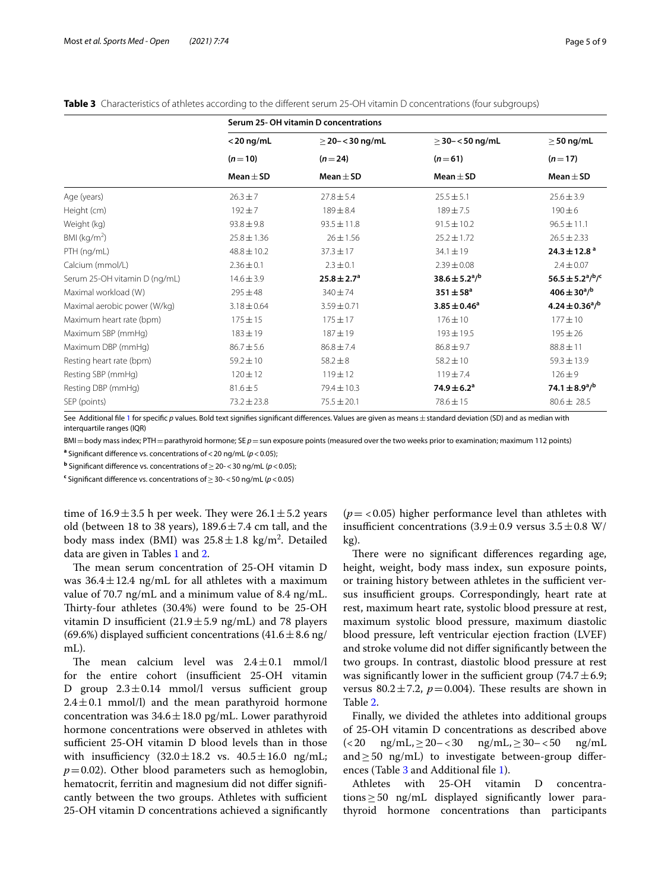**Table 3** Characteristics of athletes according to the different serum 25-OH vitamin D concentrations (four subgroups)

| | Serum 25- OH vitamin D concentrations | | | |
|---|---|---|---|---|
| | < 20 ng/mL | ≥ 20– < 30 ng/mL | ≥ 30– < 50 ng/mL | ≥ 50 ng/mL |
| | (n = 10) | (n = 24) | (n = 61) | (n = 17) |
| | Mean ± SD | Mean ± SD | Mean ± SD | Mean ± SD |
| Age (years) | 26.3 ± 7 | 27.8 ± 5.4 | 25.5 ± 5.1 | 25.6 ± 3.9 |
| Height (cm) | 192 ± 7 | 189 ± 8.4 | 189 ± 7.5 | 190 ± 6 |
| Weight (kg) | 93.8 ± 9.8 | 93.5 ± 11.8 | 91.5 ± 10.2 | 96.5 ± 11.1 |
| BMI (kg/m$^2$) | 25.8 ± 1.36 | 26 ± 1.56 | 25.2 ± 1.72 | 26.5 ± 2.33 |
| PTH (ng/mL) | 48.8 ± 10.2 | 37.3 ± 17 | 34.1 ± 19 | **24.3 ± 12.8 [a]** |
| Calcium (mmol/L) | 2.36 ± 0.1 | 2.3 ± 0.1 | 2.39 ± 0.08 | 2.4 ± 0.07 |
| Serum 25-OH vitamin D (ng/mL) | 14.6 ± 3.9 | **25.8 ± 2.7[a]** | **38.6 ± 5.2[a]/[b]** | **56.5 ± 5.2[a]/[b]/[c]** |
| Maximal workload (W) | 295 ± 48 | 340 ± 74 | **351 ± 58[a]** | **406 ± 30[a]/[b]** |
| Maximal aerobic power (W/kg) | 3.18 ± 0.64 | 3.59 ± 0.71 | **3.85 ± 0.46[a]** | **4.24 ± 0.36[a]/[b]** |
| Maximum heart rate (bpm) | 175 ± 15 | 175 ± 17 | 176 ± 10 | 177 ± 10 |
| Maximum SBP (mmHg) | 183 ± 19 | 187 ± 19 | 193 ± 19.5 | 195 ± 26 |
| Maximum DBP (mmHg) | 86.7 ± 5.6 | 86.8 ± 7.4 | 86.8 ± 9.7 | 88.8 ± 11 |
| Resting heart rate (bpm) | 59.2 ± 10 | 58.2 ± 8 | 58.2 ± 10 | 59.3 ± 13.9 |
| Resting SBP (mmHg) | 120 ± 12 | 119 ± 12 | 119 ± 7.4 | 126 ± 9 |
| Resting DBP (mmHg) | 81.6 ± 5 | 79.4 ± 10.3 | **74.9 ± 6.2[a]** | **74.1 ± 8.9[a]/[b]** |
| SEP (points) | 73.2 ± 23.8 | 75.5 ± 20.1 | 78.6 ± 15 | 80.6 ± 28.5 |

See Additional file 1 for specific *p* values. Bold text signifies significant differences. Values are given as means ± standard deviation (SD) and as median with interquartile ranges (IQR)

BMI = body mass index; PTH = parathyroid hormone; SE *p* = sun exposure points (measured over the two weeks prior to examination; maximum 112 points)

[a] Significant difference vs. concentrations of < 20 ng/mL ($p < 0.05$);

[b] Significant difference vs. concentrations of ≥ 20- < 30 ng/mL ($p < 0.05$);

[c] Significant difference vs. concentrations of ≥ 30- < 50 ng/mL ($p < 0.05$)

time of 16.9 ± 3.5 h per week. They were 26.1 ± 5.2 years old (between 18 to 38 years), 189.6 ± 7.4 cm tall, and the body mass index (BMI) was 25.8 ± 1.8 kg/m$^2$. Detailed data are given in Tables 1 and 2.

The mean serum concentration of 25-OH vitamin D was 36.4 ± 12.4 ng/mL for all athletes with a maximum value of 70.7 ng/mL and a minimum value of 8.4 ng/mL. Thirty-four athletes (30.4%) were found to be 25-OH vitamin D insufficient (21.9 ± 5.9 ng/mL) and 78 players (69.6%) displayed sufficient concentrations (41.6 ± 8.6 ng/mL).

The mean calcium level was 2.4 ± 0.1 mmol/l for the entire cohort (insufficient 25-OH vitamin D group 2.3 ± 0.14 mmol/l versus sufficient group 2.4 ± 0.1 mmol/l) and the mean parathyroid hormone concentration was 34.6 ± 18.0 pg/mL. Lower parathyroid hormone concentrations were observed in athletes with sufficient 25-OH vitamin D blood levels than in those with insufficiency (32.0 ± 18.2 vs. 40.5 ± 16.0 ng/mL; $p = 0.02$). Other blood parameters such as hemoglobin, hematocrit, ferritin and magnesium did not differ significantly between the two groups. Athletes with sufficient 25-OH vitamin D concentrations achieved a significantly ($p = < 0.05$) higher performance level than athletes with insufficient concentrations (3.9 ± 0.9 versus 3.5 ± 0.8 W/kg).

There were no significant differences regarding age, height, weight, body mass index, sun exposure points, or training history between athletes in the sufficient versus insufficient groups. Correspondingly, heart rate at rest, maximum heart rate, systolic blood pressure at rest, maximum systolic blood pressure, maximum diastolic blood pressure, left ventricular ejection fraction (LVEF) and stroke volume did not differ significantly between the two groups. In contrast, diastolic blood pressure at rest was significantly lower in the sufficient group (74.7 ± 6.9; versus 80.2 ± 7.2, $p = 0.004$). These results are shown in Table 2.

Finally, we divided the athletes into additional groups of 25-OH vitamin D concentrations as described above (< 20 ng/mL, ≥ 20– < 30 ng/mL, ≥ 30– < 50 ng/mL and ≥ 50 ng/mL) to investigate between-group differences (Table 3 and Additional file 1).

Athletes with 25-OH vitamin D concentrations ≥ 50 ng/mL displayed significantly lower parathyroid hormone concentrations than participants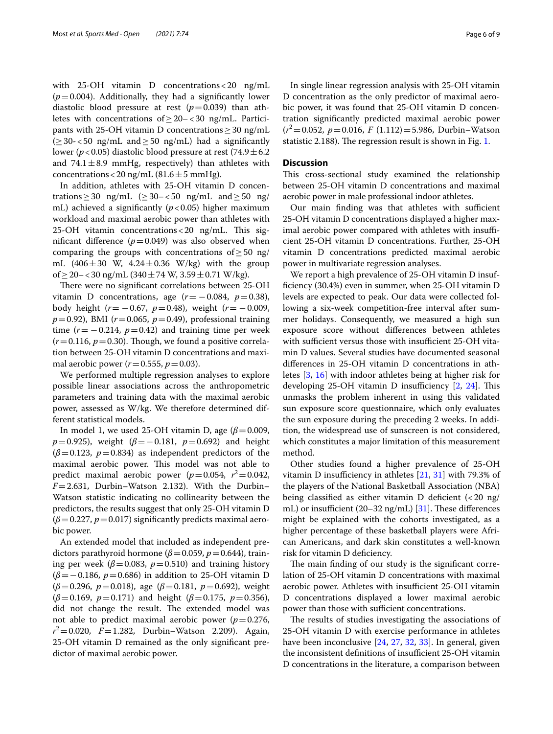with 25-OH vitamin D concentrations < 20 ng/mL ($p = 0.004$). Additionally, they had a significantly lower diastolic blood pressure at rest ($p = 0.039$) than athletes with concentrations of ≥ 20– < 30 ng/mL. Participants with 25-OH vitamin D concentrations ≥ 30 ng/mL (≥ 30- < 50 ng/mL and ≥ 50 ng/mL) had a significantly lower ($p < 0.05$) diastolic blood pressure at rest (74.9 ± 6.2 and 74.1 ± 8.9 mmHg, respectively) than athletes with concentrations < 20 ng/mL (81.6 ± 5 mmHg).

In addition, athletes with 25-OH vitamin D concentrations ≥ 30 ng/mL (≥ 30– < 50 ng/mL and ≥ 50 ng/mL) achieved a significantly ($p < 0.05$) higher maximum workload and maximal aerobic power than athletes with 25-OH vitamin concentrations < 20 ng/mL. This significant difference ($p = 0.049$) was also observed when comparing the groups with concentrations of ≥ 50 ng/mL (406 ± 30 W, 4.24 ± 0.36 W/kg) with the group of ≥ 20– < 30 ng/mL (340 ± 74 W, 3.59 ± 0.71 W/kg).

There were no significant correlations between 25-OH vitamin D concentrations, age ($r = -0.084$, $p = 0.38$), body height ($r = -0.67$, $p = 0.48$), weight ($r = -0.009$, $p = 0.92$), BMI ($r = 0.065$, $p = 0.49$), professional training time ($r = -0.214$, $p = 0.42$) and training time per week ($r = 0.116$, $p = 0.30$). Though, we found a positive correlation between 25-OH vitamin D concentrations and maximal aerobic power ($r = 0.555$, $p = 0.03$).

We performed multiple regression analyses to explore possible linear associations across the anthropometric parameters and training data with the maximal aerobic power, assessed as W/kg. We therefore determined different statistical models.

In model 1, we used 25-OH vitamin D, age ($\beta = 0.009$, $p = 0.925$), weight ($\beta = -0.181$, $p = 0.692$) and height ($\beta = 0.123$, $p = 0.834$) as independent predictors of the maximal aerobic power. This model was not able to predict maximal aerobic power ($p = 0.054$, $r^2 = 0.042$, $F = 2.631$, Durbin–Watson 2.132). With the Durbin–Watson statistic indicating no collinearity between the predictors, the results suggest that only 25-OH vitamin D ($\beta = 0.227$, $p = 0.017$) significantly predicts maximal aerobic power.

An extended model that included as independent predictors parathyroid hormone ($\beta = 0.059$, $p = 0.644$), training per week ($\beta = 0.083$, $p = 0.510$) and training history ($\beta = -0.186$, $p = 0.686$) in addition to 25-OH vitamin D ($\beta = 0.296$, $p = 0.018$), age ($\beta = 0.181$, $p = 0.692$), weight ($\beta = 0.169$, $p = 0.171$) and height ($\beta = 0.175$, $p = 0.356$), did not change the result. The extended model was not able to predict maximal aerobic power ($p = 0.276$, $r^2 = 0.020$, $F = 1.282$, Durbin–Watson 2.209). Again, 25-OH vitamin D remained as the only significant predictor of maximal aerobic power.

In single linear regression analysis with 25-OH vitamin D concentration as the only predictor of maximal aerobic power, it was found that 25-OH vitamin D concentration significantly predicted maximal aerobic power ($r^2 = 0.052$, $p = 0.016$, $F$ (1.112) = 5.986, Durbin–Watson statistic 2.188). The regression result is shown in Fig. 1.

## Discussion

This cross-sectional study examined the relationship between 25-OH vitamin D concentrations and maximal aerobic power in male professional indoor athletes.

Our main finding was that athletes with sufficient 25-OH vitamin D concentrations displayed a higher maximal aerobic power compared with athletes with insufficient 25-OH vitamin D concentrations. Further, 25-OH vitamin D concentrations predicted maximal aerobic power in multivariate regression analyses.

We report a high prevalence of 25-OH vitamin D insufficiency (30.4%) even in summer, when 25-OH vitamin D levels are expected to peak. Our data were collected following a six-week competition-free interval after summer holidays. Consequently, we measured a high sun exposure score without differences between athletes with sufficient versus those with insufficient 25-OH vitamin D values. Several studies have documented seasonal differences in 25-OH vitamin D concentrations in athletes [3, 16] with indoor athletes being at higher risk for developing 25-OH vitamin D insufficiency [2, 24]. This unmasks the problem inherent in using this validated sun exposure score questionnaire, which only evaluates the sun exposure during the preceding 2 weeks. In addition, the widespread use of sunscreen is not considered, which constitutes a major limitation of this measurement method.

Other studies found a higher prevalence of 25-OH vitamin D insufficiency in athletes [21, 31] with 79.3% of the players of the National Basketball Association (NBA) being classified as either vitamin D deficient (< 20 ng/mL) or insufficient (20–32 ng/mL) [31]. These differences might be explained with the cohorts investigated, as a higher percentage of these basketball players were African Americans, and dark skin constitutes a well-known risk for vitamin D deficiency.

The main finding of our study is the significant correlation of 25-OH vitamin D concentrations with maximal aerobic power. Athletes with insufficient 25-OH vitamin D concentrations displayed a lower maximal aerobic power than those with sufficient concentrations.

The results of studies investigating the associations of 25-OH vitamin D with exercise performance in athletes have been inconclusive [24, 27, 32, 33]. In general, given the inconsistent definitions of insufficient 25-OH vitamin D concentrations in the literature, a comparison between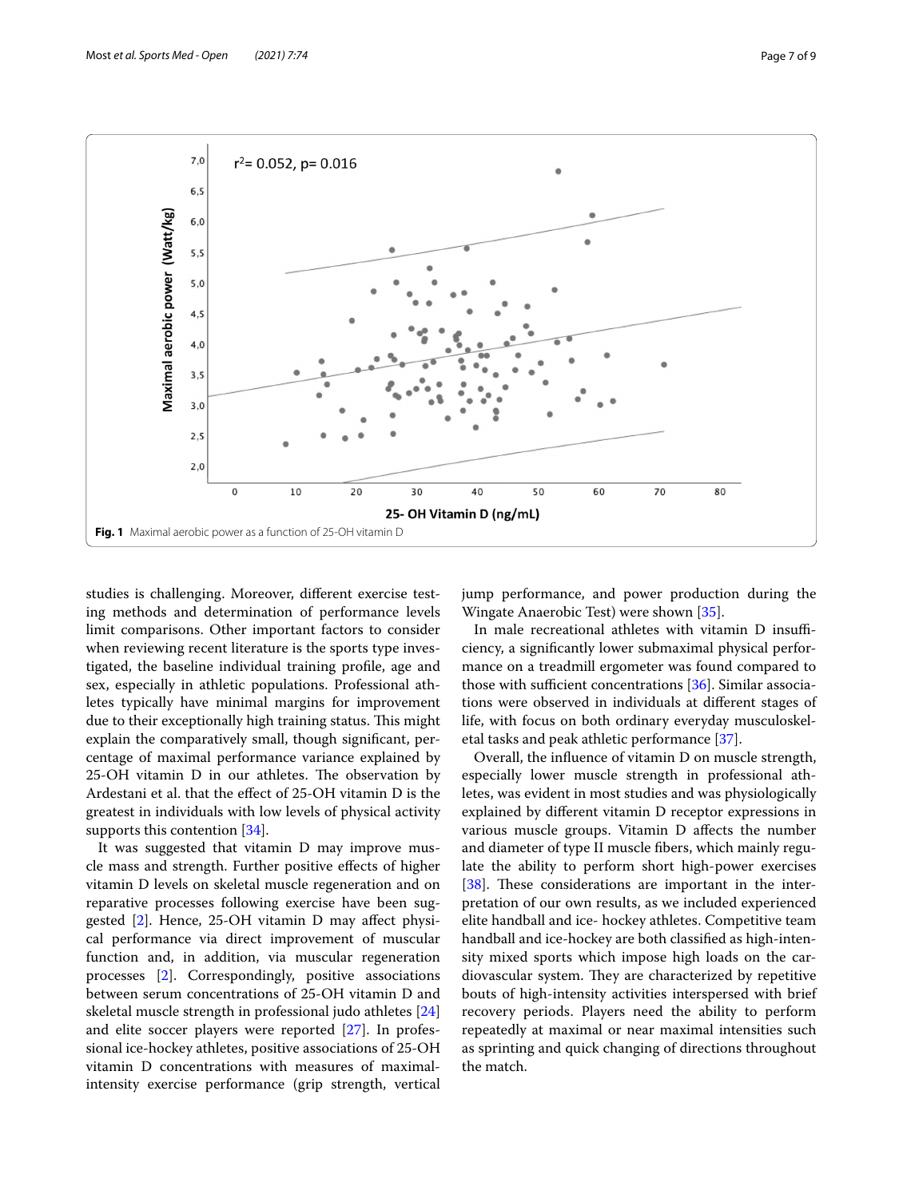Fig. 1 Maximal aerobic power as a function of 25-OH vitamin D

studies is challenging. Moreover, different exercise testing methods and determination of performance levels limit comparisons. Other important factors to consider when reviewing recent literature is the sports type investigated, the baseline individual training profile, age and sex, especially in athletic populations. Professional athletes typically have minimal margins for improvement due to their exceptionally high training status. This might explain the comparatively small, though significant, percentage of maximal performance variance explained by 25-OH vitamin D in our athletes. The observation by Ardestani et al. that the effect of 25-OH vitamin D is the greatest in individuals with low levels of physical activity supports this contention [34].

It was suggested that vitamin D may improve muscle mass and strength. Further positive effects of higher vitamin D levels on skeletal muscle regeneration and on reparative processes following exercise have been suggested [2]. Hence, 25-OH vitamin D may affect physical performance via direct improvement of muscular function and, in addition, via muscular regeneration processes [2]. Correspondingly, positive associations between serum concentrations of 25-OH vitamin D and skeletal muscle strength in professional judo athletes [24] and elite soccer players were reported [27]. In professional ice-hockey athletes, positive associations of 25-OH vitamin D concentrations with measures of maximal-intensity exercise performance (grip strength, vertical jump performance, and power production during the Wingate Anaerobic Test) were shown [35].

In male recreational athletes with vitamin D insufficiency, a significantly lower submaximal physical performance on a treadmill ergometer was found compared to those with sufficient concentrations [36]. Similar associations were observed in individuals at different stages of life, with focus on both ordinary everyday musculoskeletal tasks and peak athletic performance [37].

Overall, the influence of vitamin D on muscle strength, especially lower muscle strength in professional athletes, was evident in most studies and was physiologically explained by different vitamin D receptor expressions in various muscle groups. Vitamin D affects the number and diameter of type II muscle fibers, which mainly regulate the ability to perform short high-power exercises [38]. These considerations are important in the interpretation of our own results, as we included experienced elite handball and ice- hockey athletes. Competitive team handball and ice-hockey are both classified as high-intensity mixed sports which impose high loads on the cardiovascular system. They are characterized by repetitive bouts of high-intensity activities interspersed with brief recovery periods. Players need the ability to perform repeatedly at maximal or near maximal intensities such as sprinting and quick changing of directions throughout the match.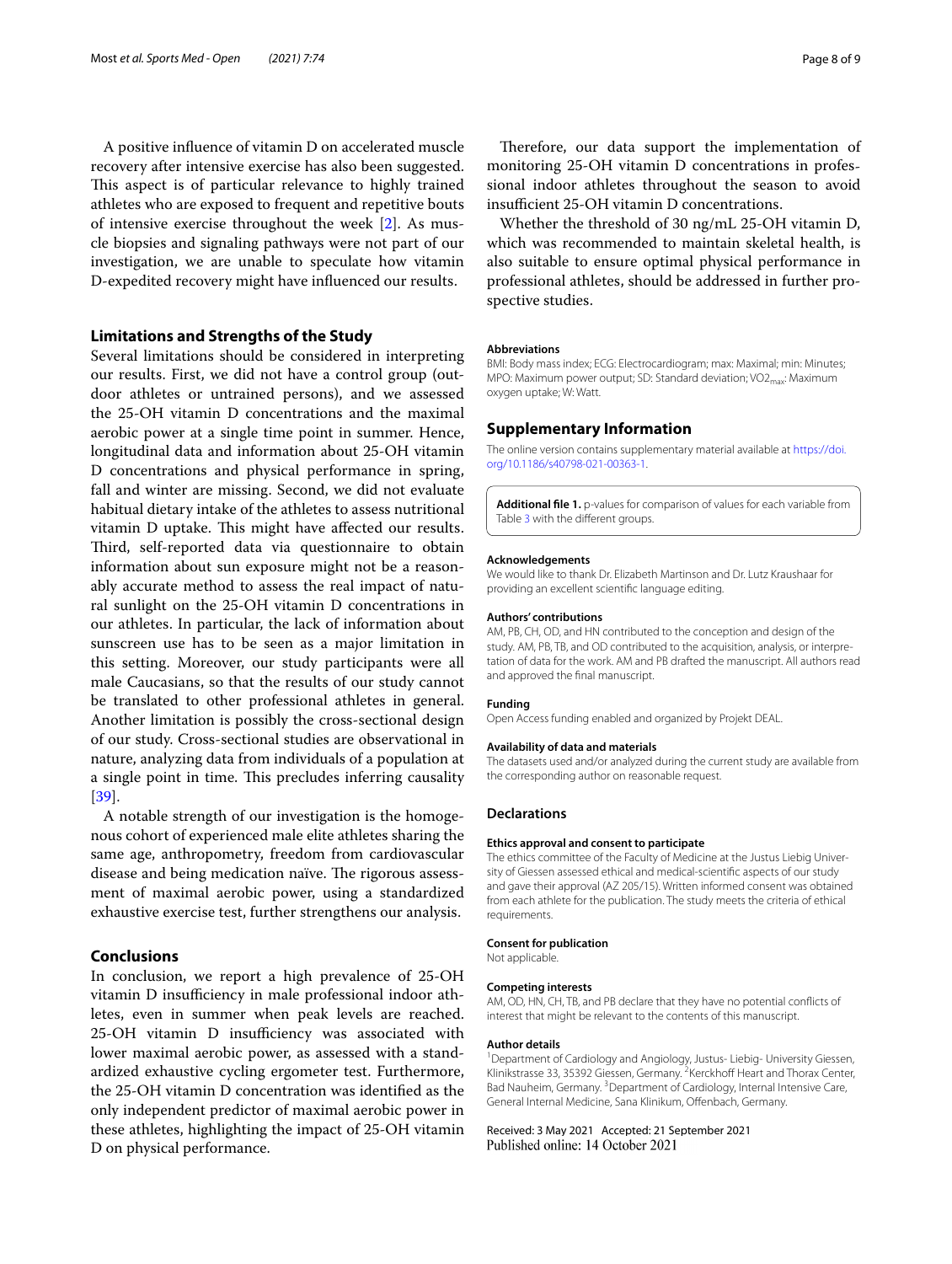A positive influence of vitamin D on accelerated muscle recovery after intensive exercise has also been suggested. This aspect is of particular relevance to highly trained athletes who are exposed to frequent and repetitive bouts of intensive exercise throughout the week [2]. As muscle biopsies and signaling pathways were not part of our investigation, we are unable to speculate how vitamin D-expedited recovery might have influenced our results.

## Limitations and Strengths of the Study

Several limitations should be considered in interpreting our results. First, we did not have a control group (outdoor athletes or untrained persons), and we assessed the 25-OH vitamin D concentrations and the maximal aerobic power at a single time point in summer. Hence, longitudinal data and information about 25-OH vitamin D concentrations and physical performance in spring, fall and winter are missing. Second, we did not evaluate habitual dietary intake of the athletes to assess nutritional vitamin D uptake. This might have affected our results. Third, self-reported data via questionnaire to obtain information about sun exposure might not be a reasonably accurate method to assess the real impact of natural sunlight on the 25-OH vitamin D concentrations in our athletes. In particular, the lack of information about sunscreen use has to be seen as a major limitation in this setting. Moreover, our study participants were all male Caucasians, so that the results of our study cannot be translated to other professional athletes in general. Another limitation is possibly the cross-sectional design of our study. Cross-sectional studies are observational in nature, analyzing data from individuals of a population at a single point in time. This precludes inferring causality [39].

A notable strength of our investigation is the homogenous cohort of experienced male elite athletes sharing the same age, anthropometry, freedom from cardiovascular disease and being medication naïve. The rigorous assessment of maximal aerobic power, using a standardized exhaustive exercise test, further strengthens our analysis.

## Conclusions

In conclusion, we report a high prevalence of 25-OH vitamin D insufficiency in male professional indoor athletes, even in summer when peak levels are reached. 25-OH vitamin D insufficiency was associated with lower maximal aerobic power, as assessed with a standardized exhaustive cycling ergometer test. Furthermore, the 25-OH vitamin D concentration was identified as the only independent predictor of maximal aerobic power in these athletes, highlighting the impact of 25-OH vitamin D on physical performance.

Therefore, our data support the implementation of monitoring 25-OH vitamin D concentrations in professional indoor athletes throughout the season to avoid insufficient 25-OH vitamin D concentrations.

Whether the threshold of 30 ng/mL 25-OH vitamin D, which was recommended to maintain skeletal health, is also suitable to ensure optimal physical performance in professional athletes, should be addressed in further prospective studies.

#### Abbreviations

BMI: Body mass index; ECG: Electrocardiogram; max: Maximal; min: Minutes; MPO: Maximum power output; SD: Standard deviation; $VO2_{max}$: Maximum oxygen uptake; W: Watt.

## Supplementary Information

The online version contains supplementary material available at https://doi.org/10.1186/s40798-021-00363-1.

**Additional file 1.** p-values for comparison of values for each variable from Table 3 with the different groups.

#### Acknowledgements

We would like to thank Dr. Elizabeth Martinson and Dr. Lutz Kraushaar for providing an excellent scientific language editing.

#### Authors' contributions

AM, PB, CH, OD, and HN contributed to the conception and design of the study. AM, PB, TB, and OD contributed to the acquisition, analysis, or interpretation of data for the work. AM and PB drafted the manuscript. All authors read and approved the final manuscript.

#### Funding

Open Access funding enabled and organized by Projekt DEAL.

#### Availability of data and materials

The datasets used and/or analyzed during the current study are available from the corresponding author on reasonable request.

### Declarations

#### Ethics approval and consent to participate

The ethics committee of the Faculty of Medicine at the Justus Liebig University of Giessen assessed ethical and medical-scientific aspects of our study and gave their approval (AZ 205/15). Written informed consent was obtained from each athlete for the publication. The study meets the criteria of ethical requirements.

#### Consent for publication

Not applicable.

#### Competing interests

AM, OD, HN, CH, TB, and PB declare that they have no potential conflicts of interest that might be relevant to the contents of this manuscript.

#### Author details

[1] Department of Cardiology and Angiology, Justus- Liebig- University Giessen, Klinikstrasse 33, 35392 Giessen, Germany. [2] Kerckhoff Heart and Thorax Center, Bad Nauheim, Germany. [3] Department of Cardiology, Internal Intensive Care, General Internal Medicine, Sana Klinikum, Offenbach, Germany.

Received: 3 May 2021 Accepted: 21 September 2021
Published online: 14 October 2021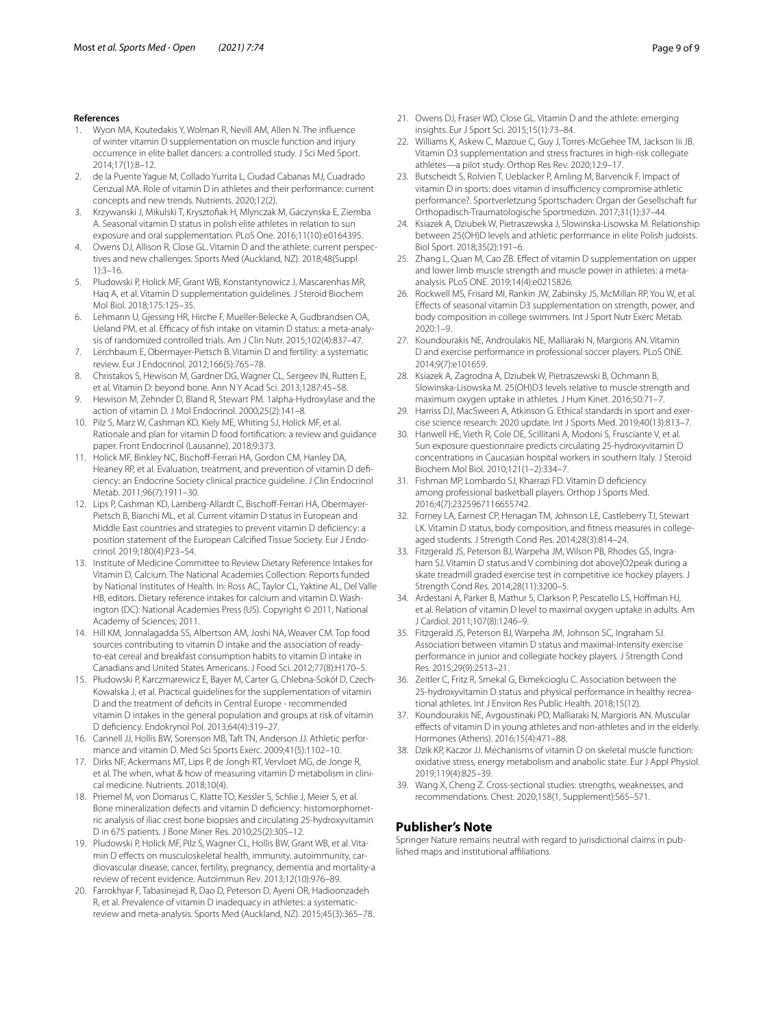### References

1. Wyon MA, Koutedakis Y, Wolman R, Nevill AM, Allen N. The influence of winter vitamin D supplementation on muscle function and injury occurrence in elite ballet dancers: a controlled study. J Sci Med Sport. 2014;17(1):8–12.
2. de la Puente Yague M, Collado Yurrita L, Ciudad Cabanas MJ, Cuadrado Cenzual MA. Role of vitamin D in athletes and their performance: current concepts and new trends. Nutrients. 2020;12(2).
3. Krzywanski J, Mikulski T, Krysztofiak H, Mlynczak M, Gaczynska E, Ziemba A. Seasonal vitamin D status in polish elite athletes in relation to sun exposure and oral supplementation. PLoS One. 2016;11(10):e0164395.
4. Owens DJ, Allison R, Close GL. Vitamin D and the athlete: current perspectives and new challenges. Sports Med (Auckland, NZ). 2018;48(Suppl 1):3–16.
5. Pludowski P, Holick MF, Grant WB, Konstantynowicz J, Mascarenhas MR, Haq A, et al. Vitamin D supplementation guidelines. J Steroid Biochem Mol Biol. 2018;175:125–35.
6. Lehmann U, Gjessing HR, Hirche F, Mueller-Belecke A, Gudbrandsen OA, Ueland PM, et al. Efficacy of fish intake on vitamin D status: a meta-analysis of randomized controlled trials. Am J Clin Nutr. 2015;102(4):837–47.
7. Lerchbaum E, Obermayer-Pietsch B. Vitamin D and fertility: a systematic review. Eur J Endocrinol. 2012;166(5):765–78.
8. Christakos S, Hewison M, Gardner DG, Wagner CL, Sergeev IN, Rutten E, et al. Vitamin D: beyond bone. Ann N Y Acad Sci. 2013;1287:45–58.
9. Hewison M, Zehnder D, Bland R, Stewart PM. 1alpha-Hydroxylase and the action of vitamin D. J Mol Endocrinol. 2000;25(2):141–8.
10. Pilz S, Marz W, Cashman KD, Kiely ME, Whiting SJ, Holick MF, et al. Rationale and plan for vitamin D food fortification: a review and guidance paper. Front Endocrinol (Lausanne). 2018;9:373.
11. Holick MF, Binkley NC, Bischoff-Ferrari HA, Gordon CM, Hanley DA, Heaney RP, et al. Evaluation, treatment, and prevention of vitamin D deficiency: an Endocrine Society clinical practice guideline. J Clin Endocrinol Metab. 2011;96(7):1911–30.
12. Lips P, Cashman KD, Lamberg-Allardt C, Bischoff-Ferrari HA, Obermayer-Pietsch B, Bianchi ML, et al. Current vitamin D status in European and Middle East countries and strategies to prevent vitamin D deficiency: a position statement of the European Calcified Tissue Society. Eur J Endocrinol. 2019;180(4):P23–54.
13. Institute of Medicine Committee to Review Dietary Reference Intakes for Vitamin D, Calcium. The National Academies Collection: Reports funded by National Institutes of Health. In: Ross AC, Taylor CL, Yaktine AL, Del Valle HB, editors. Dietary reference intakes for calcium and vitamin D. Washington (DC): National Academies Press (US). Copyright © 2011, National Academy of Sciences; 2011.
14. Hill KM, Jonnalagadda SS, Albertson AM, Joshi NA, Weaver CM. Top food sources contributing to vitamin D intake and the association of ready-to-eat cereal and breakfast consumption habits to vitamin D intake in Canadians and United States Americans. J Food Sci. 2012;77(8):H170–5.
15. Płudowski P, Karczmarewicz E, Bayer M, Carter G, Chlebna-Sokół D, Czech-Kowalska J, et al. Practical guidelines for the supplementation of vitamin D and the treatment of deficits in Central Europe - recommended vitamin D intakes in the general population and groups at risk of vitamin D deficiency. Endokrynol Pol. 2013;64(4):319–27.
16. Cannell JJ, Hollis BW, Sorenson MB, Taft TN, Anderson JJ. Athletic performance and vitamin D. Med Sci Sports Exerc. 2009;41(5):1102–10.
17. Dirks NF, Ackermans MT, Lips P, de Jongh RT, Vervloet MG, de Jonge R, et al. The when, what & how of measuring vitamin D metabolism in clinical medicine. Nutrients. 2018;10(4).
18. Priemel M, von Domarus C, Klatte TO, Kessler S, Schlie J, Meier S, et al. Bone mineralization defects and vitamin D deficiency: histomorphometric analysis of iliac crest bone biopsies and circulating 25-hydroxyvitamin D in 675 patients. J Bone Miner Res. 2010;25(2):305–12.
19. Pludowski P, Holick MF, Pilz S, Wagner CL, Hollis BW, Grant WB, et al. Vitamin D effects on musculoskeletal health, immunity, autoimmunity, cardiovascular disease, cancer, fertility, pregnancy, dementia and mortality-a review of recent evidence. Autoimmun Rev. 2013;12(10):976–89.
20. Farrokhyar F, Tabasinejad R, Dao D, Peterson D, Ayeni OR, Hadioonzadeh R, et al. Prevalence of vitamin D inadequacy in athletes: a systematic-review and meta-analysis. Sports Med (Auckland, NZ). 2015;45(3):365–78.
21. Owens DJ, Fraser WD, Close GL. Vitamin D and the athlete: emerging insights. Eur J Sport Sci. 2015;15(1):73–84.
22. Williams K, Askew C, Mazoue C, Guy J, Torres-McGehee TM, Jackson Iii JB. Vitamin D3 supplementation and stress fractures in high-risk collegiate athletes—a pilot study. Orthop Res Rev. 2020;12:9–17.
23. Butscheidt S, Rolvien T, Ueblacker P, Amling M, Barvencik F. Impact of vitamin D in sports: does vitamin d insufficiency compromise athletic performance?. Sportverletzung Sportschaden: Organ der Gesellschaft fur Orthopadisch-Traumatologische Sportmedizin. 2017;31(1):37–44.
24. Ksiazek A, Dziubek W, Pietraszewska J, Slowinska-Lisowska M. Relationship between 25(OH)D levels and athletic performance in elite Polish judoists. Biol Sport. 2018;35(2):191–6.
25. Zhang L, Quan M, Cao ZB. Effect of vitamin D supplementation on upper and lower limb muscle strength and muscle power in athletes: a meta-analysis. PLoS ONE. 2019;14(4):e0215826.
26. Rockwell MS, Frisard MI, Rankin JW, Zabinsky JS, McMillan RP, You W, et al. Effects of seasonal vitamin D3 supplementation on strength, power, and body composition in college swimmers. Int J Sport Nutr Exerc Metab. 2020:1–9.
27. Koundourakis NE, Androulakis NE, Malliaraki N, Margioris AN. Vitamin D and exercise performance in professional soccer players. PLoS ONE. 2014;9(7):e101659.
28. Ksiazek A, Zagrodna A, Dziubek W, Pietraszewski B, Ochmann B, Slowinska-Lisowska M. 25(OH)D3 levels relative to muscle strength and maximum oxygen uptake in athletes. J Hum Kinet. 2016;50:71–7.
29. Harriss DJ, MacSween A, Atkinson G. Ethical standards in sport and exercise science research: 2020 update. Int J Sports Med. 2019;40(13):813–7.
30. Hanwell HE, Vieth R, Cole DE, Scillitani A, Modoni S, Frusciante V, et al. Sun exposure questionnaire predicts circulating 25-hydroxyvitamin D concentrations in Caucasian hospital workers in southern Italy. J Steroid Biochem Mol Biol. 2010;121(1–2):334–7.
31. Fishman MP, Lombardo SJ, Kharrazi FD. Vitamin D deficiency among professional basketball players. Orthop J Sports Med. 2016;4(7):2325967116655742.
32. Forney LA, Earnest CP, Henagan TM, Johnson LE, Castleberry TJ, Stewart LK. Vitamin D status, body composition, and fitness measures in college-aged students. J Strength Cond Res. 2014;28(3):814–24.
33. Fitzgerald JS, Peterson BJ, Warpeha JM, Wilson PB, Rhodes GS, Ingraham SJ. Vitamin D status and V combining dot above]O2peak during a skate treadmill graded exercise test in competitive ice hockey players. J Strength Cond Res. 2014;28(11):3200–5.
34. Ardestani A, Parker B, Mathur S, Clarkson P, Pescatello LS, Hoffman HJ, et al. Relation of vitamin D level to maximal oxygen uptake in adults. Am J Cardiol. 2011;107(8):1246–9.
35. Fitzgerald JS, Peterson BJ, Warpeha JM, Johnson SC, Ingraham SJ. Association between vitamin D status and maximal-intensity exercise performance in junior and collegiate hockey players. J Strength Cond Res. 2015;29(9):2513–21.
36. Zeitler C, Fritz R, Smekal G, Ekmekcioglu C. Association between the 25-hydroxyvitamin D status and physical performance in healthy recreational athletes. Int J Environ Res Public Health. 2018;15(12).
37. Koundourakis NE, Avgoustinaki PD, Malliaraki N, Margioris AN. Muscular effects of vitamin D in young athletes and non-athletes and in the elderly. Hormones (Athens). 2016;15(4):471–88.
38. Dzik KP, Kaczor JJ. Mechanisms of vitamin D on skeletal muscle function: oxidative stress, energy metabolism and anabolic state. Eur J Appl Physiol. 2019;119(4):825–39.
39. Wang X, Cheng Z. Cross-sectional studies: strengths, weaknesses, and recommendations. Chest. 2020;158(1, Supplement):S65–S71.

## Publisher's Note

Springer Nature remains neutral with regard to jurisdictional claims in published maps and institutional affiliations.